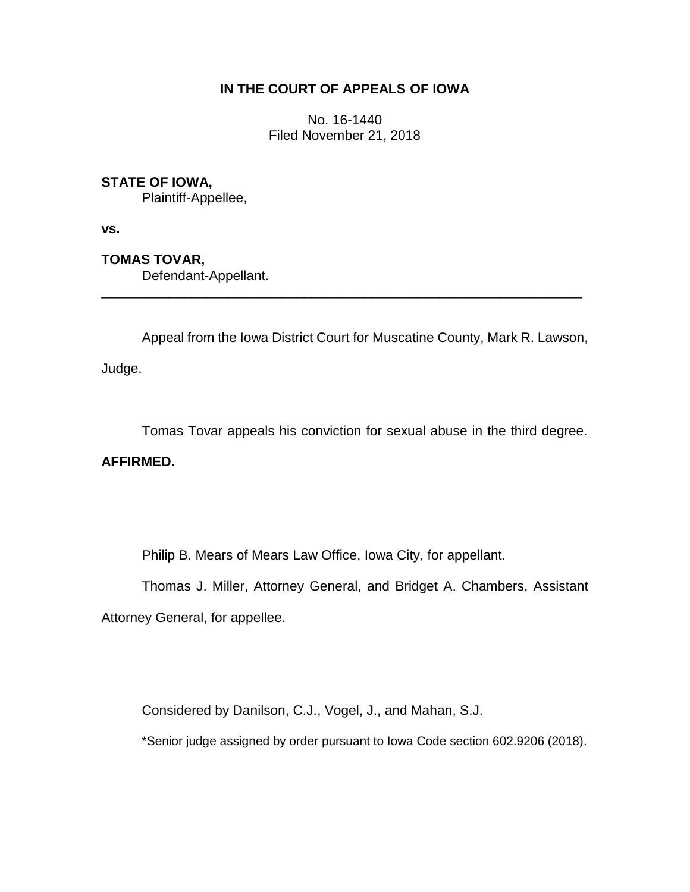**IN THE COURT OF APPEALS OF IOWA**

No. 16-1440
Filed November 21, 2018

**STATE OF IOWA,**
Plaintiff-Appellee,

**vs.**

**TOMAS TOVAR,**
Defendant-Appellant.

---

Appeal from the Iowa District Court for Muscatine County, Mark R. Lawson, Judge.

Tomas Tovar appeals his conviction for sexual abuse in the third degree.

**AFFIRMED.**

Philip B. Mears of Mears Law Office, Iowa City, for appellant.

Thomas J. Miller, Attorney General, and Bridget A. Chambers, Assistant Attorney General, for appellee.

Considered by Danilson, C.J., Vogel, J., and Mahan, S.J.

*Senior judge assigned by order pursuant to Iowa Code section 602.9206 (2018).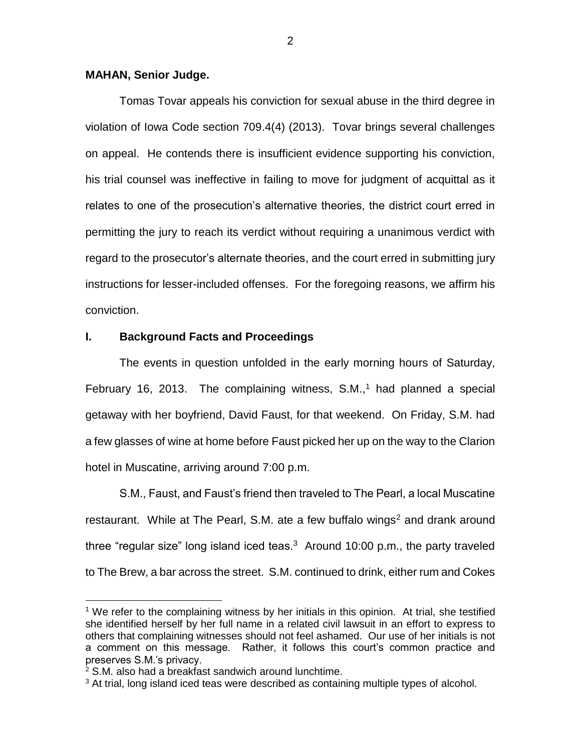**MAHAN, Senior Judge.**

Tomas Tovar appeals his conviction for sexual abuse in the third degree in violation of Iowa Code section 709.4(4) (2013). Tovar brings several challenges on appeal. He contends there is insufficient evidence supporting his conviction, his trial counsel was ineffective in failing to move for judgment of acquittal as it relates to one of the prosecution's alternative theories, the district court erred in permitting the jury to reach its verdict without requiring a unanimous verdict with regard to the prosecutor's alternate theories, and the court erred in submitting jury instructions for lesser-included offenses. For the foregoing reasons, we affirm his conviction.

## I. Background Facts and Proceedings

The events in question unfolded in the early morning hours of Saturday, February 16, 2013. The complaining witness, S.M.,[1] had planned a special getaway with her boyfriend, David Faust, for that weekend. On Friday, S.M. had a few glasses of wine at home before Faust picked her up on the way to the Clarion hotel in Muscatine, arriving around 7:00 p.m.

S.M., Faust, and Faust's friend then traveled to The Pearl, a local Muscatine restaurant. While at The Pearl, S.M. ate a few buffalo wings[2] and drank around three "regular size" long island iced teas.[3] Around 10:00 p.m., the party traveled to The Brew, a bar across the street. S.M. continued to drink, either rum and Cokes

[1] We refer to the complaining witness by her initials in this opinion. At trial, she testified she identified herself by her full name in a related civil lawsuit in an effort to express to others that complaining witnesses should not feel ashamed. Our use of her initials is not a comment on this message. Rather, it follows this court's common practice and preserves S.M.'s privacy.

[2] S.M. also had a breakfast sandwich around lunchtime.

[3] At trial, long island iced teas were described as containing multiple types of alcohol.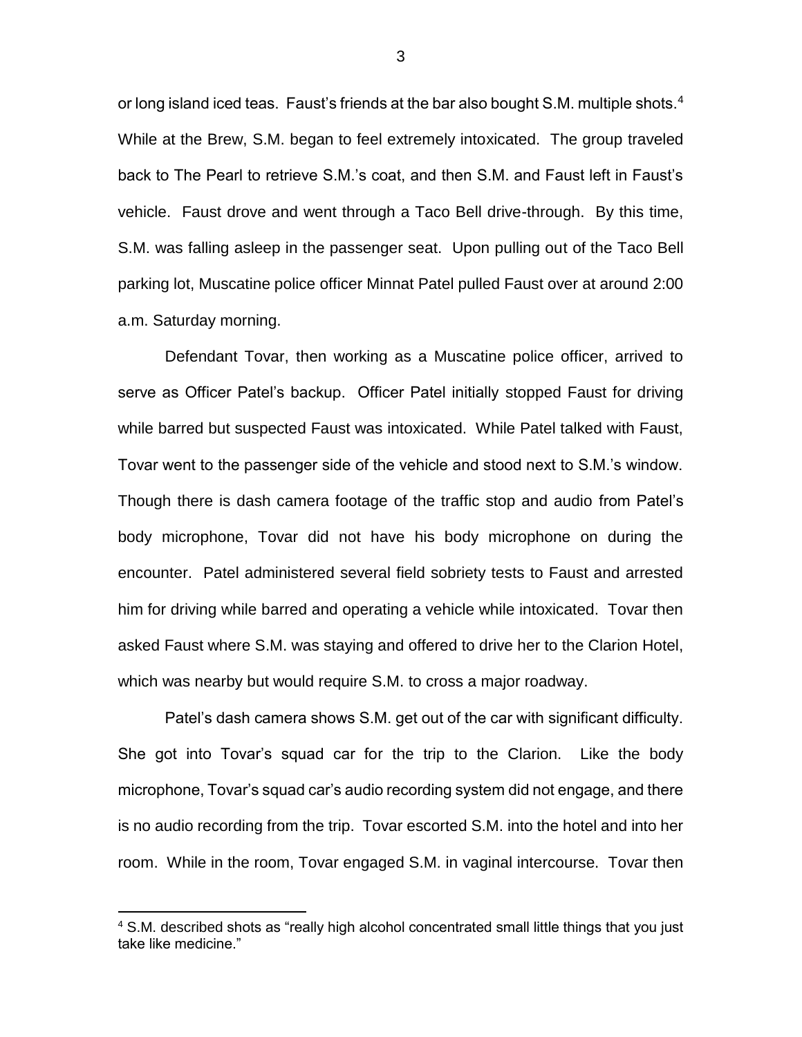or long island iced teas. Faust's friends at the bar also bought S.M. multiple shots.[4] While at the Brew, S.M. began to feel extremely intoxicated. The group traveled back to The Pearl to retrieve S.M.'s coat, and then S.M. and Faust left in Faust's vehicle. Faust drove and went through a Taco Bell drive-through. By this time, S.M. was falling asleep in the passenger seat. Upon pulling out of the Taco Bell parking lot, Muscatine police officer Minnat Patel pulled Faust over at around 2:00 a.m. Saturday morning.

Defendant Tovar, then working as a Muscatine police officer, arrived to serve as Officer Patel's backup. Officer Patel initially stopped Faust for driving while barred but suspected Faust was intoxicated. While Patel talked with Faust, Tovar went to the passenger side of the vehicle and stood next to S.M.'s window. Though there is dash camera footage of the traffic stop and audio from Patel's body microphone, Tovar did not have his body microphone on during the encounter. Patel administered several field sobriety tests to Faust and arrested him for driving while barred and operating a vehicle while intoxicated. Tovar then asked Faust where S.M. was staying and offered to drive her to the Clarion Hotel, which was nearby but would require S.M. to cross a major roadway.

Patel's dash camera shows S.M. get out of the car with significant difficulty. She got into Tovar's squad car for the trip to the Clarion. Like the body microphone, Tovar's squad car's audio recording system did not engage, and there is no audio recording from the trip. Tovar escorted S.M. into the hotel and into her room. While in the room, Tovar engaged S.M. in vaginal intercourse. Tovar then

[4] S.M. described shots as "really high alcohol concentrated small little things that you just take like medicine."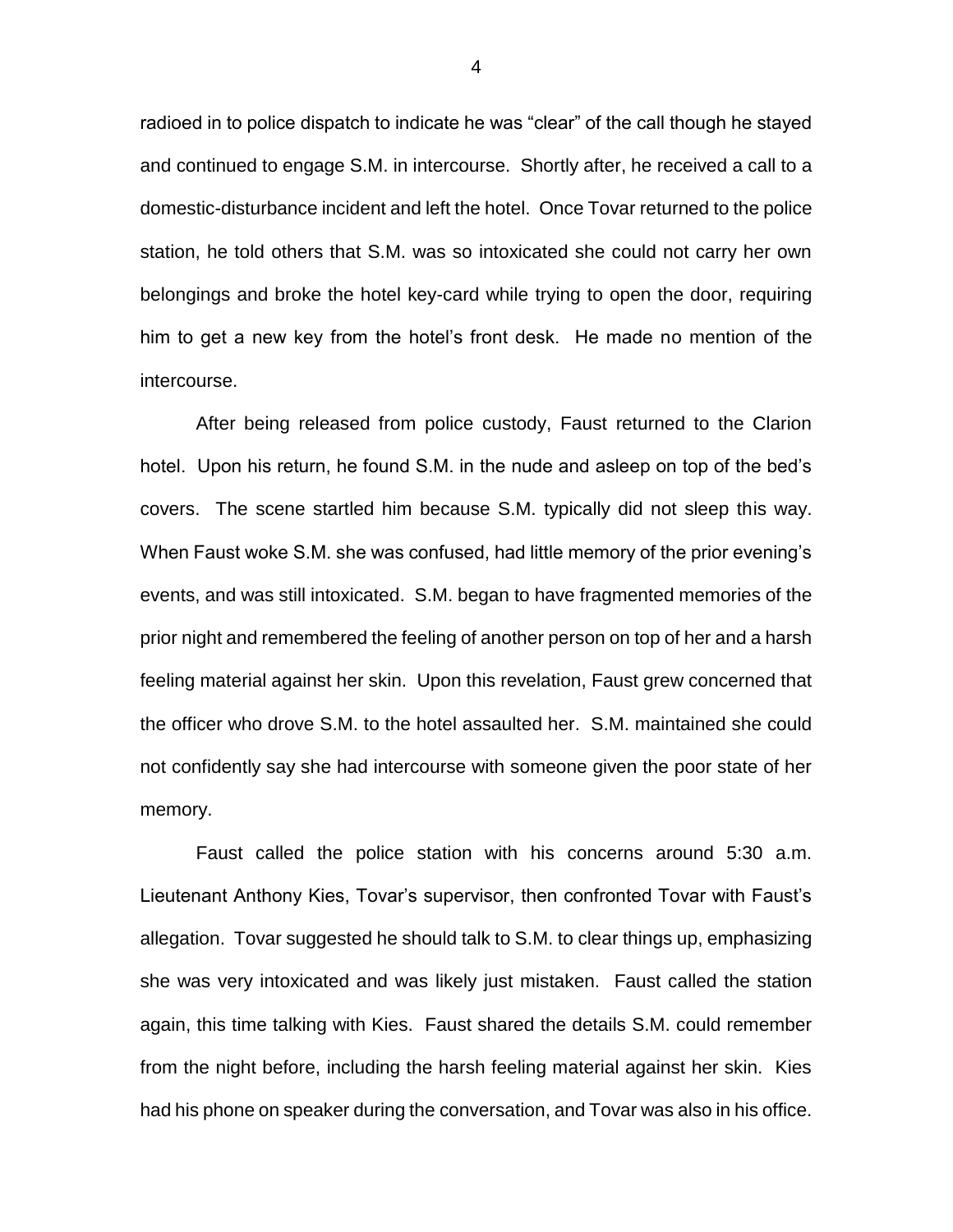radioed in to police dispatch to indicate he was "clear" of the call though he stayed and continued to engage S.M. in intercourse. Shortly after, he received a call to a domestic-disturbance incident and left the hotel. Once Tovar returned to the police station, he told others that S.M. was so intoxicated she could not carry her own belongings and broke the hotel key-card while trying to open the door, requiring him to get a new key from the hotel's front desk. He made no mention of the intercourse.

After being released from police custody, Faust returned to the Clarion hotel. Upon his return, he found S.M. in the nude and asleep on top of the bed's covers. The scene startled him because S.M. typically did not sleep this way. When Faust woke S.M. she was confused, had little memory of the prior evening's events, and was still intoxicated. S.M. began to have fragmented memories of the prior night and remembered the feeling of another person on top of her and a harsh feeling material against her skin. Upon this revelation, Faust grew concerned that the officer who drove S.M. to the hotel assaulted her. S.M. maintained she could not confidently say she had intercourse with someone given the poor state of her memory.

Faust called the police station with his concerns around 5:30 a.m. Lieutenant Anthony Kies, Tovar's supervisor, then confronted Tovar with Faust's allegation. Tovar suggested he should talk to S.M. to clear things up, emphasizing she was very intoxicated and was likely just mistaken. Faust called the station again, this time talking with Kies. Faust shared the details S.M. could remember from the night before, including the harsh feeling material against her skin. Kies had his phone on speaker during the conversation, and Tovar was also in his office.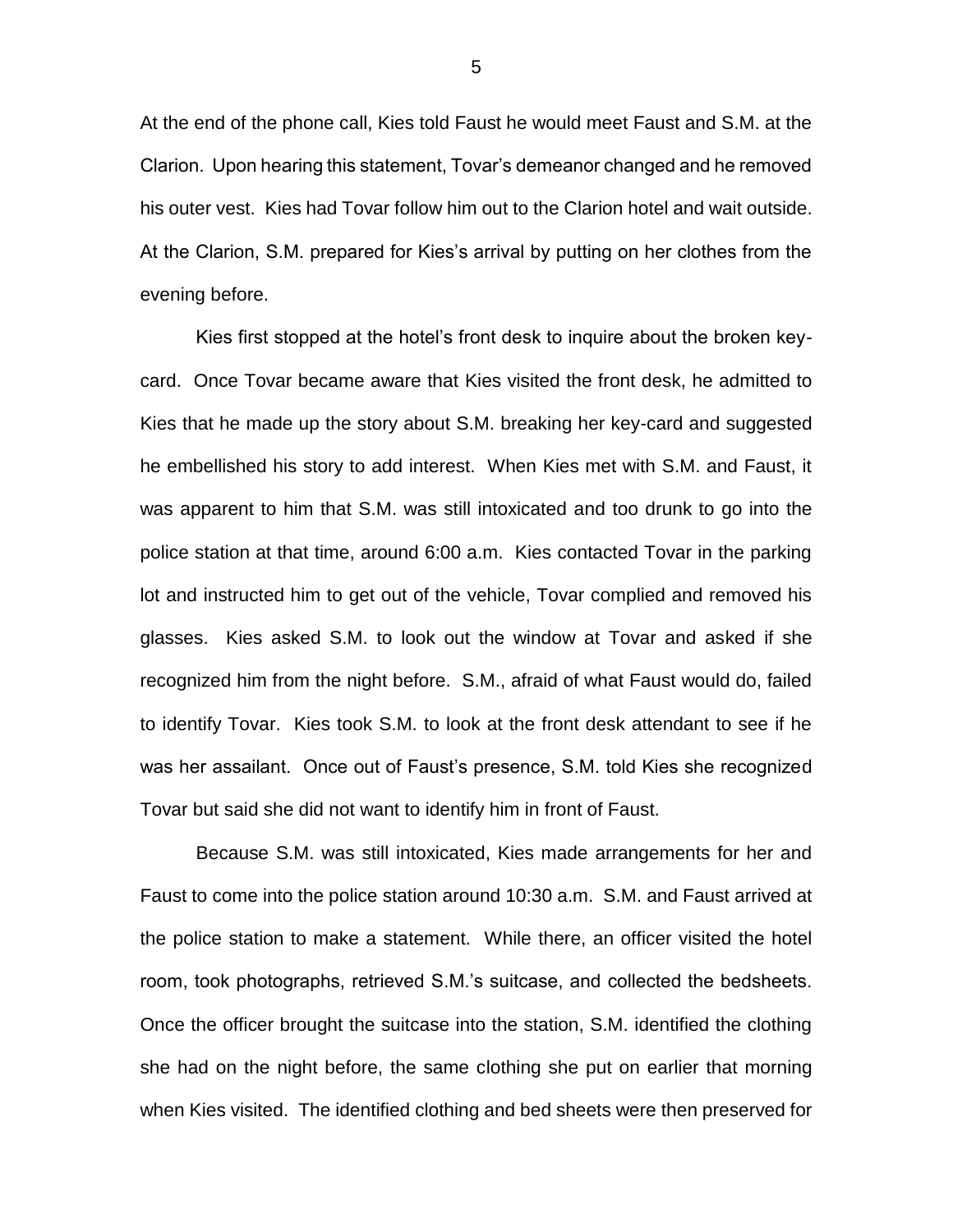At the end of the phone call, Kies told Faust he would meet Faust and S.M. at the Clarion. Upon hearing this statement, Tovar's demeanor changed and he removed his outer vest. Kies had Tovar follow him out to the Clarion hotel and wait outside. At the Clarion, S.M. prepared for Kies's arrival by putting on her clothes from the evening before.

Kies first stopped at the hotel's front desk to inquire about the broken key-card. Once Tovar became aware that Kies visited the front desk, he admitted to Kies that he made up the story about S.M. breaking her key-card and suggested he embellished his story to add interest. When Kies met with S.M. and Faust, it was apparent to him that S.M. was still intoxicated and too drunk to go into the police station at that time, around 6:00 a.m. Kies contacted Tovar in the parking lot and instructed him to get out of the vehicle, Tovar complied and removed his glasses. Kies asked S.M. to look out the window at Tovar and asked if she recognized him from the night before. S.M., afraid of what Faust would do, failed to identify Tovar. Kies took S.M. to look at the front desk attendant to see if he was her assailant. Once out of Faust's presence, S.M. told Kies she recognized Tovar but said she did not want to identify him in front of Faust.

Because S.M. was still intoxicated, Kies made arrangements for her and Faust to come into the police station around 10:30 a.m. S.M. and Faust arrived at the police station to make a statement. While there, an officer visited the hotel room, took photographs, retrieved S.M.'s suitcase, and collected the bedsheets. Once the officer brought the suitcase into the station, S.M. identified the clothing she had on the night before, the same clothing she put on earlier that morning when Kies visited. The identified clothing and bed sheets were then preserved for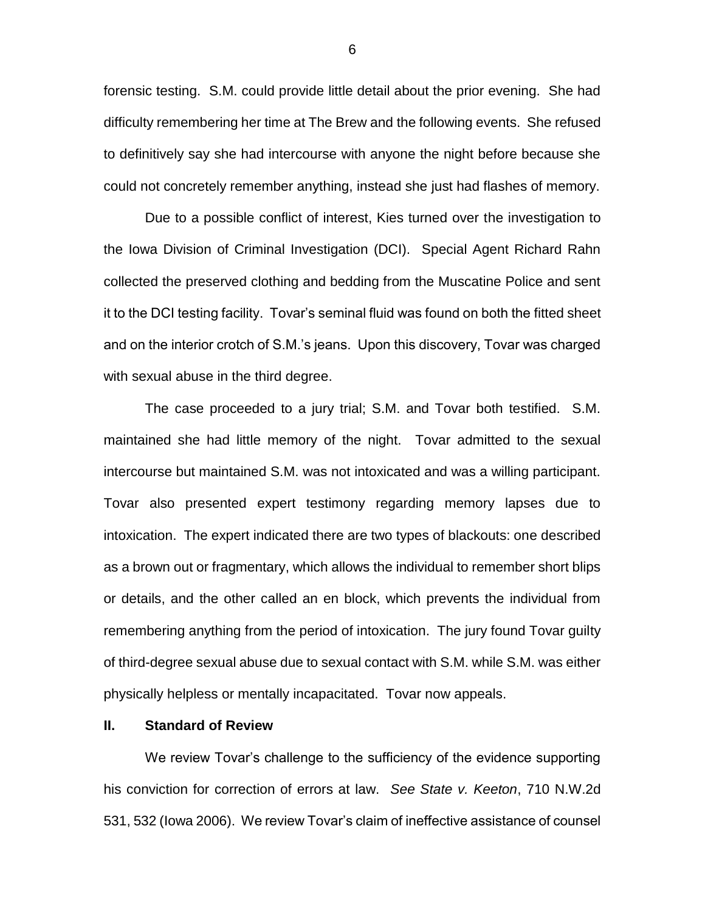forensic testing. S.M. could provide little detail about the prior evening. She had difficulty remembering her time at The Brew and the following events. She refused to definitively say she had intercourse with anyone the night before because she could not concretely remember anything, instead she just had flashes of memory.

Due to a possible conflict of interest, Kies turned over the investigation to the Iowa Division of Criminal Investigation (DCI). Special Agent Richard Rahn collected the preserved clothing and bedding from the Muscatine Police and sent it to the DCI testing facility. Tovar's seminal fluid was found on both the fitted sheet and on the interior crotch of S.M.'s jeans. Upon this discovery, Tovar was charged with sexual abuse in the third degree.

The case proceeded to a jury trial; S.M. and Tovar both testified. S.M. maintained she had little memory of the night. Tovar admitted to the sexual intercourse but maintained S.M. was not intoxicated and was a willing participant. Tovar also presented expert testimony regarding memory lapses due to intoxication. The expert indicated there are two types of blackouts: one described as a brown out or fragmentary, which allows the individual to remember short blips or details, and the other called an en block, which prevents the individual from remembering anything from the period of intoxication. The jury found Tovar guilty of third-degree sexual abuse due to sexual contact with S.M. while S.M. was either physically helpless or mentally incapacitated. Tovar now appeals.

## II. Standard of Review

We review Tovar's challenge to the sufficiency of the evidence supporting his conviction for correction of errors at law. *See State v. Keeton*, 710 N.W.2d 531, 532 (Iowa 2006). We review Tovar's claim of ineffective assistance of counsel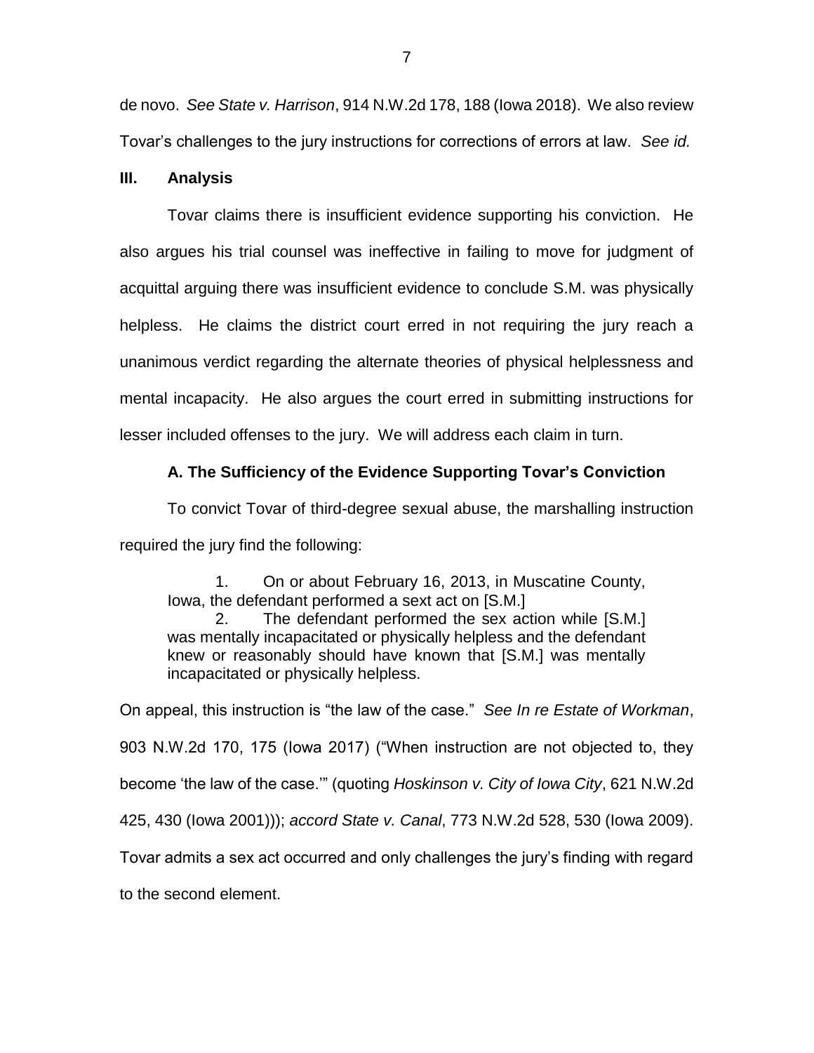de novo. *See State v. Harrison*, 914 N.W.2d 178, 188 (Iowa 2018). We also review Tovar's challenges to the jury instructions for corrections of errors at law. *See id.*

### III. Analysis

Tovar claims there is insufficient evidence supporting his conviction. He also argues his trial counsel was ineffective in failing to move for judgment of acquittal arguing there was insufficient evidence to conclude S.M. was physically helpless. He claims the district court erred in not requiring the jury reach a unanimous verdict regarding the alternate theories of physical helplessness and mental incapacity. He also argues the court erred in submitting instructions for lesser included offenses to the jury. We will address each claim in turn.

#### A. The Sufficiency of the Evidence Supporting Tovar's Conviction

To convict Tovar of third-degree sexual abuse, the marshalling instruction required the jury find the following:

> 1. On or about February 16, 2013, in Muscatine County, Iowa, the defendant performed a sext act on [S.M.]
> 2. The defendant performed the sex action while [S.M.] was mentally incapacitated or physically helpless and the defendant knew or reasonably should have known that [S.M.] was mentally incapacitated or physically helpless.

On appeal, this instruction is "the law of the case." *See In re Estate of Workman*, 903 N.W.2d 170, 175 (Iowa 2017) ("When instruction are not objected to, they become 'the law of the case.'" (quoting *Hoskinson v. City of Iowa City*, 621 N.W.2d 425, 430 (Iowa 2001))); *accord State v. Canal*, 773 N.W.2d 528, 530 (Iowa 2009). Tovar admits a sex act occurred and only challenges the jury's finding with regard to the second element.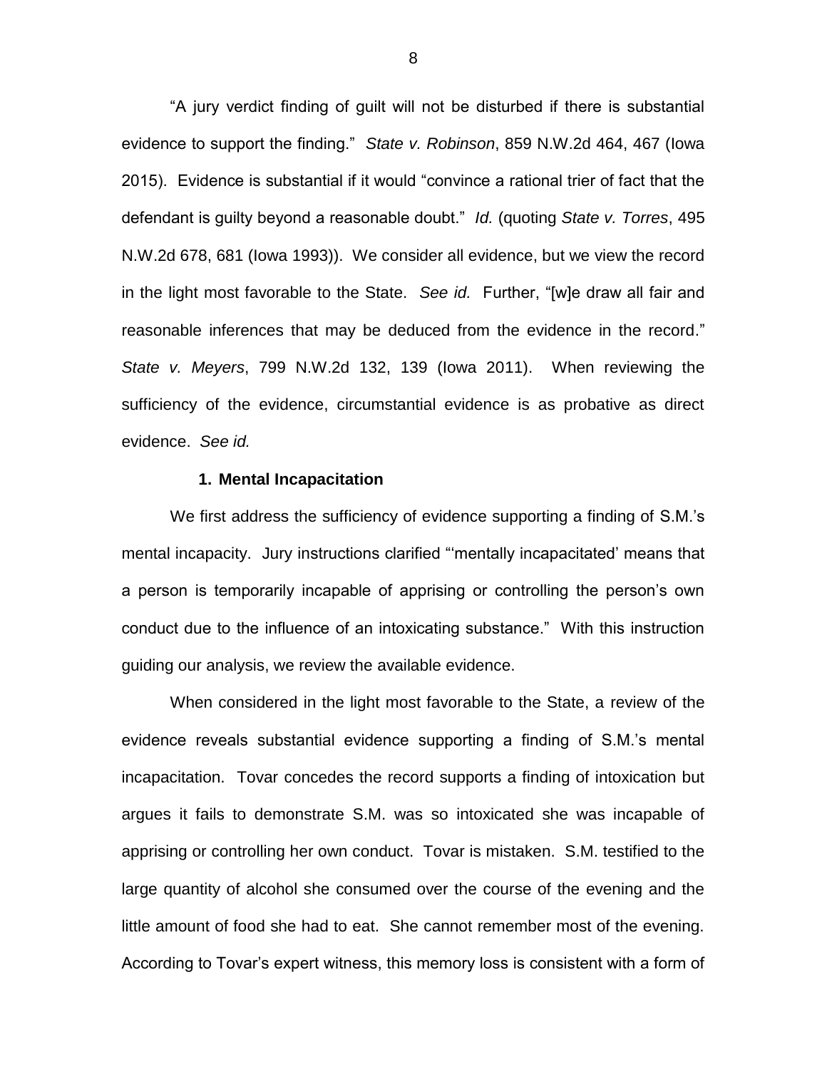"A jury verdict finding of guilt will not be disturbed if there is substantial evidence to support the finding." *State v. Robinson*, 859 N.W.2d 464, 467 (Iowa 2015). Evidence is substantial if it would "convince a rational trier of fact that the defendant is guilty beyond a reasonable doubt." *Id.* (quoting *State v. Torres*, 495 N.W.2d 678, 681 (Iowa 1993)). We consider all evidence, but we view the record in the light most favorable to the State. *See id.* Further, "[w]e draw all fair and reasonable inferences that may be deduced from the evidence in the record." *State v. Meyers*, 799 N.W.2d 132, 139 (Iowa 2011). When reviewing the sufficiency of the evidence, circumstantial evidence is as probative as direct evidence. *See id.*

### 1. Mental Incapacitation

We first address the sufficiency of evidence supporting a finding of S.M.'s mental incapacity. Jury instructions clarified "'mentally incapacitated' means that a person is temporarily incapable of apprising or controlling the person's own conduct due to the influence of an intoxicating substance." With this instruction guiding our analysis, we review the available evidence.

When considered in the light most favorable to the State, a review of the evidence reveals substantial evidence supporting a finding of S.M.'s mental incapacitation. Tovar concedes the record supports a finding of intoxication but argues it fails to demonstrate S.M. was so intoxicated she was incapable of apprising or controlling her own conduct. Tovar is mistaken. S.M. testified to the large quantity of alcohol she consumed over the course of the evening and the little amount of food she had to eat. She cannot remember most of the evening. According to Tovar's expert witness, this memory loss is consistent with a form of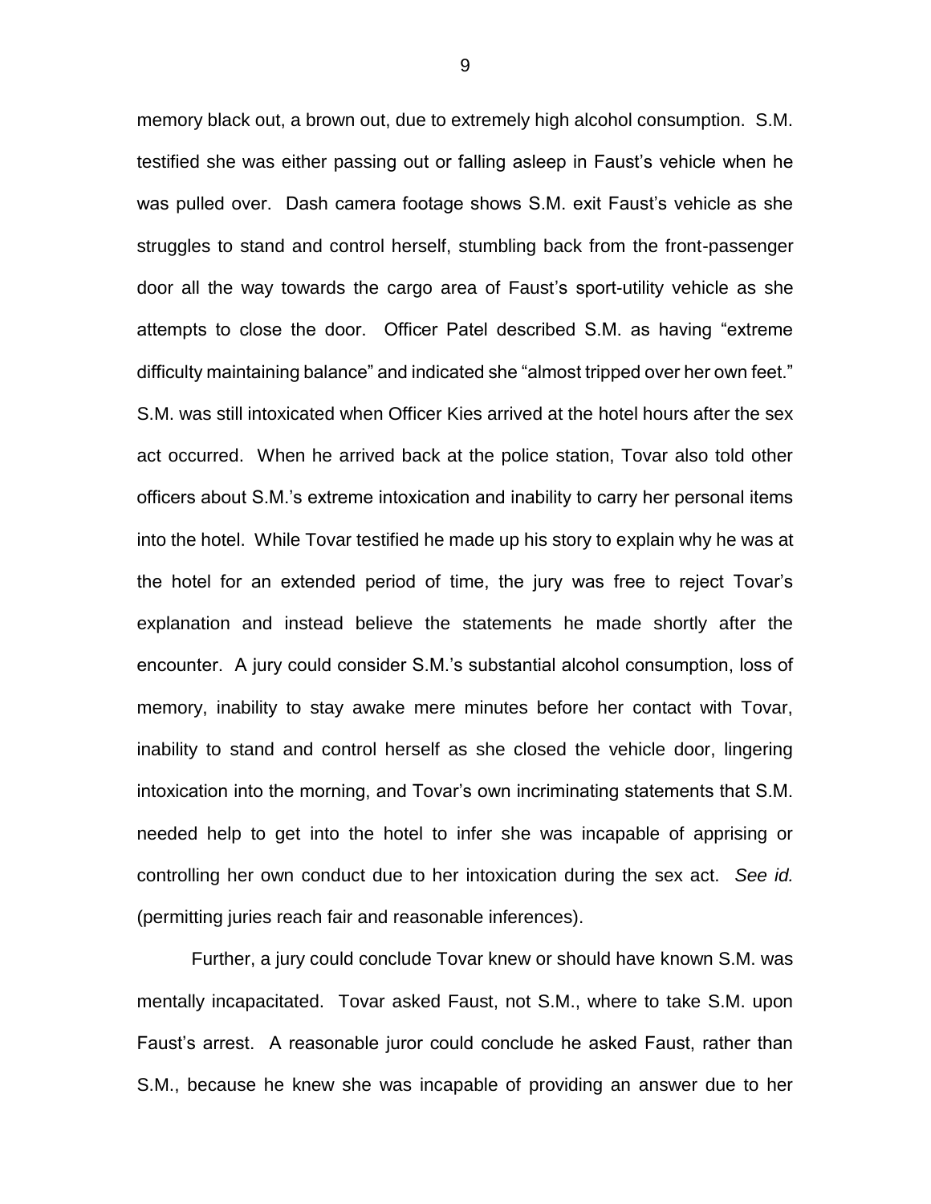memory black out, a brown out, due to extremely high alcohol consumption. S.M. testified she was either passing out or falling asleep in Faust's vehicle when he was pulled over. Dash camera footage shows S.M. exit Faust's vehicle as she struggles to stand and control herself, stumbling back from the front-passenger door all the way towards the cargo area of Faust's sport-utility vehicle as she attempts to close the door. Officer Patel described S.M. as having "extreme difficulty maintaining balance" and indicated she "almost tripped over her own feet." S.M. was still intoxicated when Officer Kies arrived at the hotel hours after the sex act occurred. When he arrived back at the police station, Tovar also told other officers about S.M.'s extreme intoxication and inability to carry her personal items into the hotel. While Tovar testified he made up his story to explain why he was at the hotel for an extended period of time, the jury was free to reject Tovar's explanation and instead believe the statements he made shortly after the encounter. A jury could consider S.M.'s substantial alcohol consumption, loss of memory, inability to stay awake mere minutes before her contact with Tovar, inability to stand and control herself as she closed the vehicle door, lingering intoxication into the morning, and Tovar's own incriminating statements that S.M. needed help to get into the hotel to infer she was incapable of apprising or controlling her own conduct due to her intoxication during the sex act. *See id.* (permitting juries reach fair and reasonable inferences).

Further, a jury could conclude Tovar knew or should have known S.M. was mentally incapacitated. Tovar asked Faust, not S.M., where to take S.M. upon Faust's arrest. A reasonable juror could conclude he asked Faust, rather than S.M., because he knew she was incapable of providing an answer due to her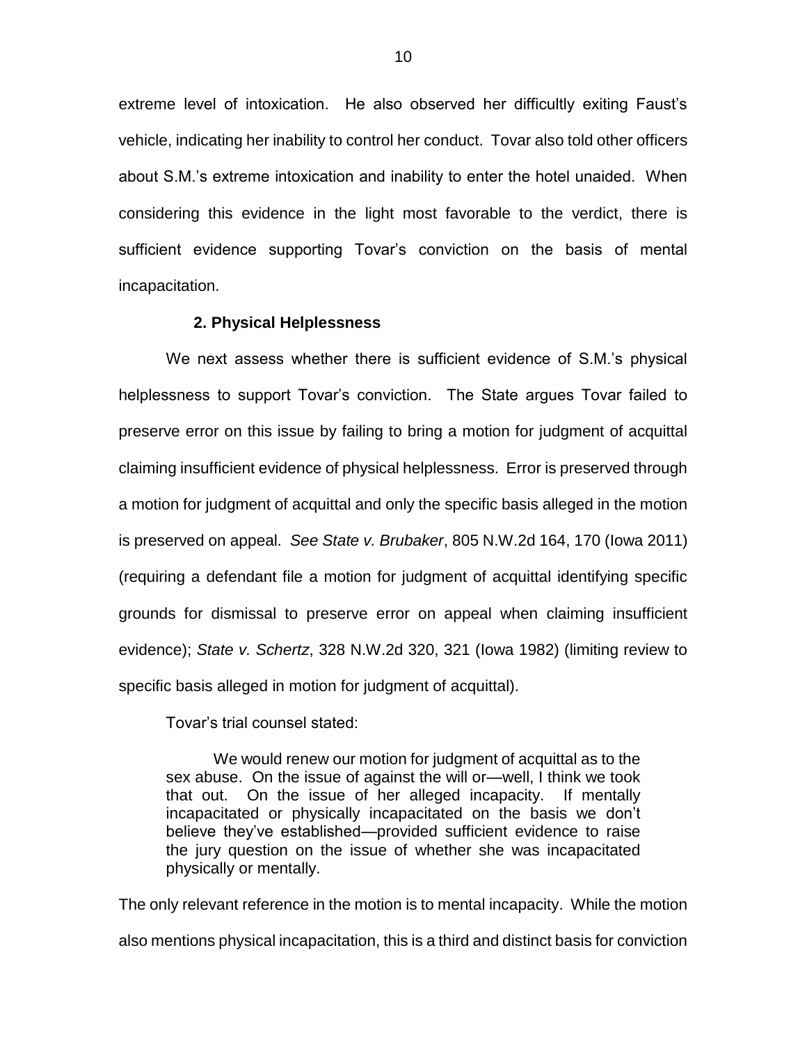extreme level of intoxication. He also observed her difficultly exiting Faust's vehicle, indicating her inability to control her conduct. Tovar also told other officers about S.M.'s extreme intoxication and inability to enter the hotel unaided. When considering this evidence in the light most favorable to the verdict, there is sufficient evidence supporting Tovar's conviction on the basis of mental incapacitation.

### 2. Physical Helplessness

We next assess whether there is sufficient evidence of S.M.'s physical helplessness to support Tovar's conviction. The State argues Tovar failed to preserve error on this issue by failing to bring a motion for judgment of acquittal claiming insufficient evidence of physical helplessness. Error is preserved through a motion for judgment of acquittal and only the specific basis alleged in the motion is preserved on appeal. *See State v. Brubaker*, 805 N.W.2d 164, 170 (Iowa 2011) (requiring a defendant file a motion for judgment of acquittal identifying specific grounds for dismissal to preserve error on appeal when claiming insufficient evidence); *State v. Schertz*, 328 N.W.2d 320, 321 (Iowa 1982) (limiting review to specific basis alleged in motion for judgment of acquittal).

Tovar's trial counsel stated:

> We would renew our motion for judgment of acquittal as to the sex abuse. On the issue of against the will or—well, I think we took that out. On the issue of her alleged incapacity. If mentally incapacitated or physically incapacitated on the basis we don't believe they've established—provided sufficient evidence to raise the jury question on the issue of whether she was incapacitated physically or mentally.

The only relevant reference in the motion is to mental incapacity. While the motion also mentions physical incapacitation, this is a third and distinct basis for conviction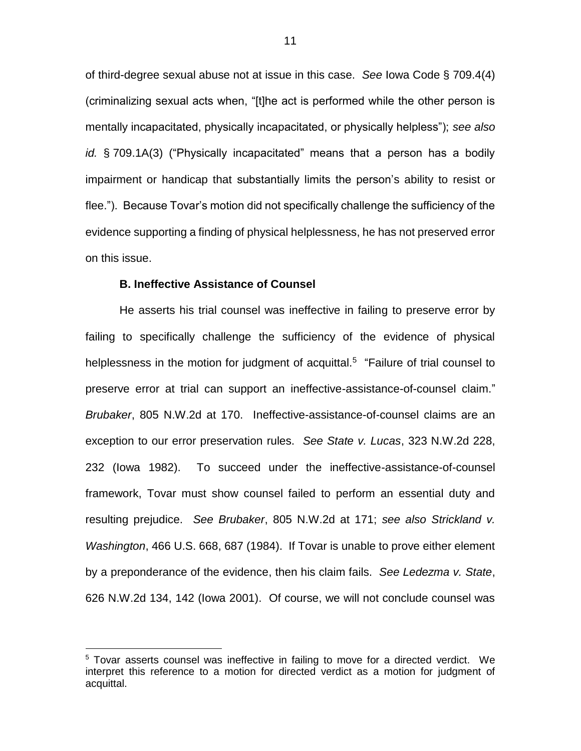of third-degree sexual abuse not at issue in this case. *See* Iowa Code § 709.4(4) (criminalizing sexual acts when, "[t]he act is performed while the other person is mentally incapacitated, physically incapacitated, or physically helpless"); *see also id.* § 709.1A(3) ("Physically incapacitated" means that a person has a bodily impairment or handicap that substantially limits the person's ability to resist or flee."). Because Tovar's motion did not specifically challenge the sufficiency of the evidence supporting a finding of physical helplessness, he has not preserved error on this issue.

**B. Ineffective Assistance of Counsel**

He asserts his trial counsel was ineffective in failing to preserve error by failing to specifically challenge the sufficiency of the evidence of physical helplessness in the motion for judgment of acquittal.[5] "Failure of trial counsel to preserve error at trial can support an ineffective-assistance-of-counsel claim." *Brubaker*, 805 N.W.2d at 170. Ineffective-assistance-of-counsel claims are an exception to our error preservation rules. *See State v. Lucas*, 323 N.W.2d 228, 232 (Iowa 1982). To succeed under the ineffective-assistance-of-counsel framework, Tovar must show counsel failed to perform an essential duty and resulting prejudice. *See Brubaker*, 805 N.W.2d at 171; *see also Strickland v. Washington*, 466 U.S. 668, 687 (1984). If Tovar is unable to prove either element by a preponderance of the evidence, then his claim fails. *See Ledezma v. State*, 626 N.W.2d 134, 142 (Iowa 2001). Of course, we will not conclude counsel was

[5] Tovar asserts counsel was ineffective in failing to move for a directed verdict. We interpret this reference to a motion for directed verdict as a motion for judgment of acquittal.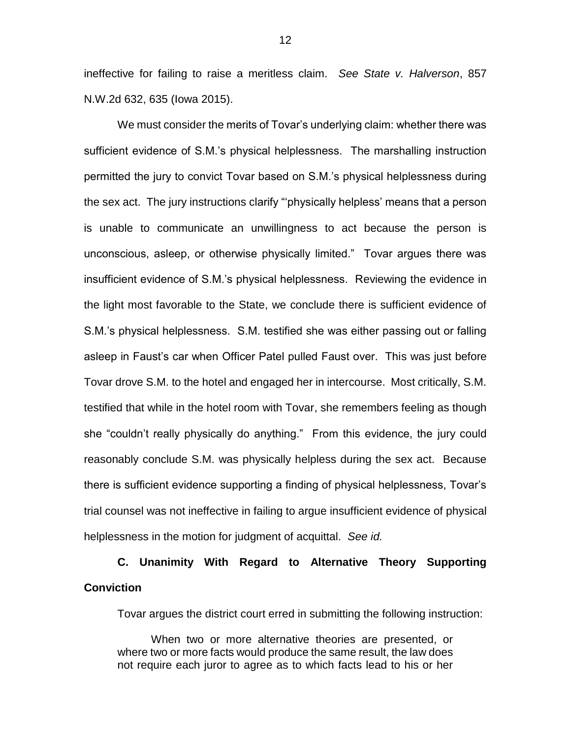ineffective for failing to raise a meritless claim. *See State v. Halverson*, 857 N.W.2d 632, 635 (Iowa 2015).

We must consider the merits of Tovar's underlying claim: whether there was sufficient evidence of S.M.'s physical helplessness. The marshalling instruction permitted the jury to convict Tovar based on S.M.'s physical helplessness during the sex act. The jury instructions clarify "'physically helpless' means that a person is unable to communicate an unwillingness to act because the person is unconscious, asleep, or otherwise physically limited." Tovar argues there was insufficient evidence of S.M.'s physical helplessness. Reviewing the evidence in the light most favorable to the State, we conclude there is sufficient evidence of S.M.'s physical helplessness. S.M. testified she was either passing out or falling asleep in Faust's car when Officer Patel pulled Faust over. This was just before Tovar drove S.M. to the hotel and engaged her in intercourse. Most critically, S.M. testified that while in the hotel room with Tovar, she remembers feeling as though she "couldn't really physically do anything." From this evidence, the jury could reasonably conclude S.M. was physically helpless during the sex act. Because there is sufficient evidence supporting a finding of physical helplessness, Tovar's trial counsel was not ineffective in failing to argue insufficient evidence of physical helplessness in the motion for judgment of acquittal. *See id.*

**C. Unanimity With Regard to Alternative Theory Supporting Conviction**

Tovar argues the district court erred in submitting the following instruction:

> When two or more alternative theories are presented, or where two or more facts would produce the same result, the law does not require each juror to agree as to which facts lead to his or her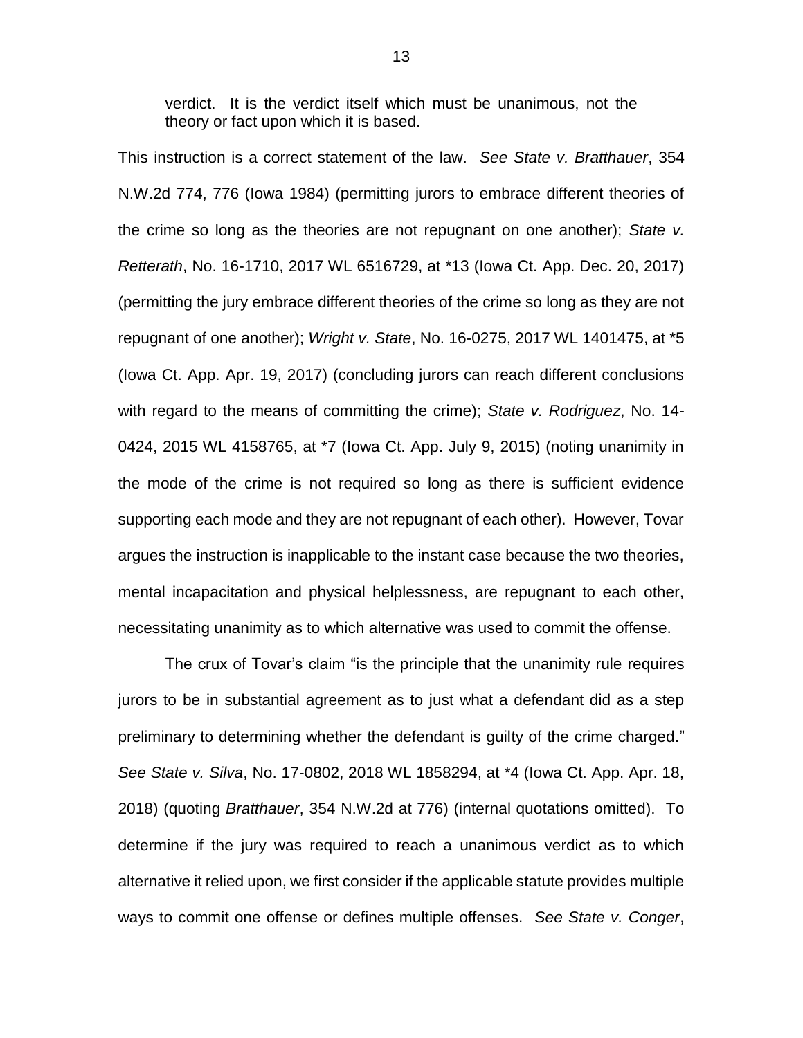> verdict. It is the verdict itself which must be unanimous, not the theory or fact upon which it is based.

This instruction is a correct statement of the law. *See State v. Bratthauer*, 354 N.W.2d 774, 776 (Iowa 1984) (permitting jurors to embrace different theories of the crime so long as the theories are not repugnant on one another); *State v. Retterath*, No. 16-1710, 2017 WL 6516729, at *13 (Iowa Ct. App. Dec. 20, 2017) (permitting the jury embrace different theories of the crime so long as they are not repugnant of one another); *Wright v. State*, No. 16-0275, 2017 WL 1401475, at *5 (Iowa Ct. App. Apr. 19, 2017) (concluding jurors can reach different conclusions with regard to the means of committing the crime); *State v. Rodriguez*, No. 14-0424, 2015 WL 4158765, at *7 (Iowa Ct. App. July 9, 2015) (noting unanimity in the mode of the crime is not required so long as there is sufficient evidence supporting each mode and they are not repugnant of each other). However, Tovar argues the instruction is inapplicable to the instant case because the two theories, mental incapacitation and physical helplessness, are repugnant to each other, necessitating unanimity as to which alternative was used to commit the offense.

The crux of Tovar's claim "is the principle that the unanimity rule requires jurors to be in substantial agreement as to just what a defendant did as a step preliminary to determining whether the defendant is guilty of the crime charged." *See State v. Silva*, No. 17-0802, 2018 WL 1858294, at *4 (Iowa Ct. App. Apr. 18, 2018) (quoting *Bratthauer*, 354 N.W.2d at 776) (internal quotations omitted). To determine if the jury was required to reach a unanimous verdict as to which alternative it relied upon, we first consider if the applicable statute provides multiple ways to commit one offense or defines multiple offenses. *See State v. Conger*,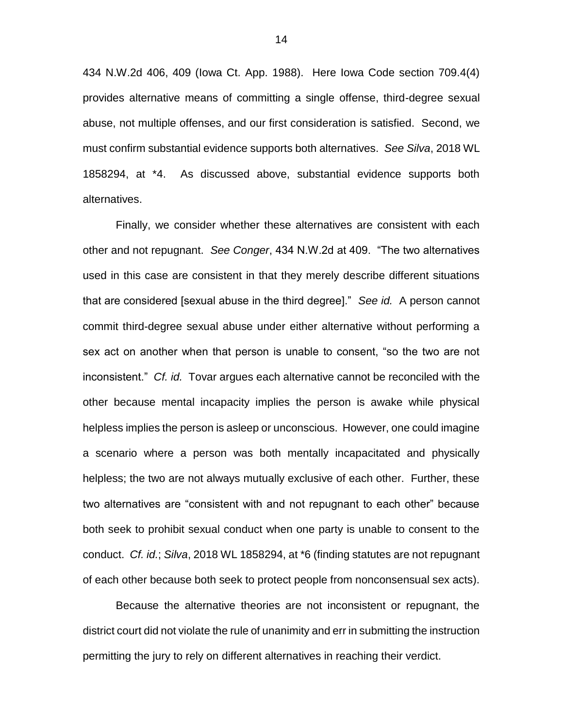434 N.W.2d 406, 409 (Iowa Ct. App. 1988). Here Iowa Code section 709.4(4) provides alternative means of committing a single offense, third-degree sexual abuse, not multiple offenses, and our first consideration is satisfied. Second, we must confirm substantial evidence supports both alternatives. *See Silva*, 2018 WL 1858294, at *4. As discussed above, substantial evidence supports both alternatives.

Finally, we consider whether these alternatives are consistent with each other and not repugnant. *See Conger*, 434 N.W.2d at 409. "The two alternatives used in this case are consistent in that they merely describe different situations that are considered [sexual abuse in the third degree]." *See id.* A person cannot commit third-degree sexual abuse under either alternative without performing a sex act on another when that person is unable to consent, "so the two are not inconsistent." *Cf. id.* Tovar argues each alternative cannot be reconciled with the other because mental incapacity implies the person is awake while physical helpless implies the person is asleep or unconscious. However, one could imagine a scenario where a person was both mentally incapacitated and physically helpless; the two are not always mutually exclusive of each other. Further, these two alternatives are "consistent with and not repugnant to each other" because both seek to prohibit sexual conduct when one party is unable to consent to the conduct. *Cf. id.*; *Silva*, 2018 WL 1858294, at *6 (finding statutes are not repugnant of each other because both seek to protect people from nonconsensual sex acts).

Because the alternative theories are not inconsistent or repugnant, the district court did not violate the rule of unanimity and err in submitting the instruction permitting the jury to rely on different alternatives in reaching their verdict.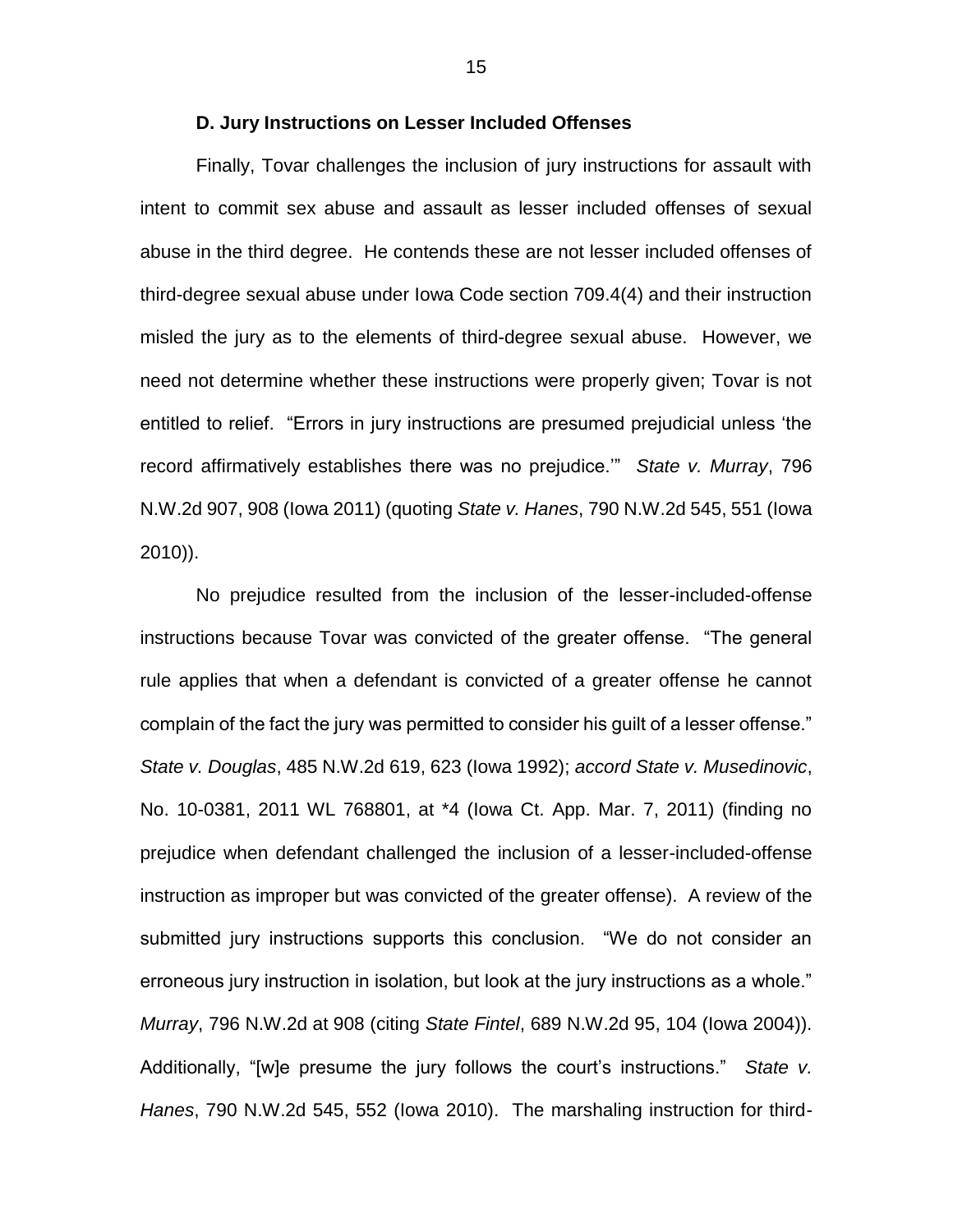### D. Jury Instructions on Lesser Included Offenses

Finally, Tovar challenges the inclusion of jury instructions for assault with intent to commit sex abuse and assault as lesser included offenses of sexual abuse in the third degree. He contends these are not lesser included offenses of third-degree sexual abuse under Iowa Code section 709.4(4) and their instruction misled the jury as to the elements of third-degree sexual abuse. However, we need not determine whether these instructions were properly given; Tovar is not entitled to relief. "Errors in jury instructions are presumed prejudicial unless 'the record affirmatively establishes there was no prejudice.'" *State v. Murray*, 796 N.W.2d 907, 908 (Iowa 2011) (quoting *State v. Hanes*, 790 N.W.2d 545, 551 (Iowa 2010)).

No prejudice resulted from the inclusion of the lesser-included-offense instructions because Tovar was convicted of the greater offense. "The general rule applies that when a defendant is convicted of a greater offense he cannot complain of the fact the jury was permitted to consider his guilt of a lesser offense." *State v. Douglas*, 485 N.W.2d 619, 623 (Iowa 1992); *accord State v. Musedinovic*, No. 10-0381, 2011 WL 768801, at *4 (Iowa Ct. App. Mar. 7, 2011) (finding no prejudice when defendant challenged the inclusion of a lesser-included-offense instruction as improper but was convicted of the greater offense). A review of the submitted jury instructions supports this conclusion. "We do not consider an erroneous jury instruction in isolation, but look at the jury instructions as a whole." *Murray*, 796 N.W.2d at 908 (citing *State Fintel*, 689 N.W.2d 95, 104 (Iowa 2004)). Additionally, "[w]e presume the jury follows the court's instructions." *State v. Hanes*, 790 N.W.2d 545, 552 (Iowa 2010). The marshaling instruction for third-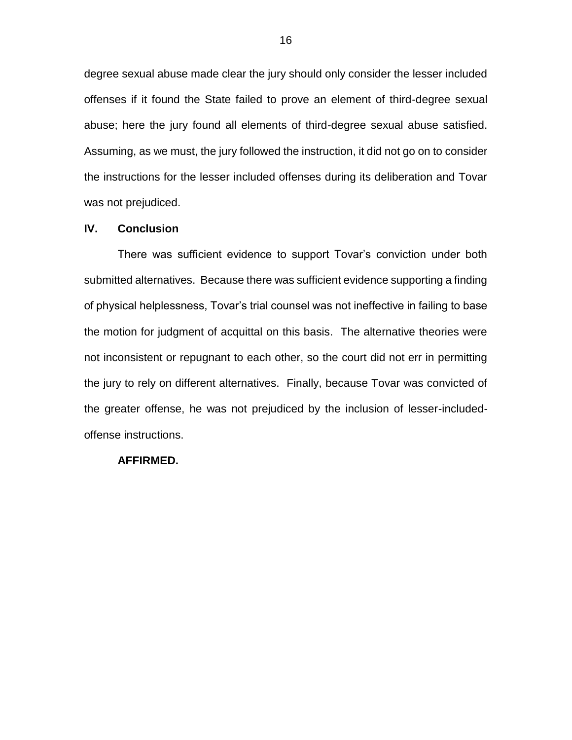degree sexual abuse made clear the jury should only consider the lesser included offenses if it found the State failed to prove an element of third-degree sexual abuse; here the jury found all elements of third-degree sexual abuse satisfied. Assuming, as we must, the jury followed the instruction, it did not go on to consider the instructions for the lesser included offenses during its deliberation and Tovar was not prejudiced.

## IV. Conclusion

There was sufficient evidence to support Tovar's conviction under both submitted alternatives. Because there was sufficient evidence supporting a finding of physical helplessness, Tovar's trial counsel was not ineffective in failing to base the motion for judgment of acquittal on this basis. The alternative theories were not inconsistent or repugnant to each other, so the court did not err in permitting the jury to rely on different alternatives. Finally, because Tovar was convicted of the greater offense, he was not prejudiced by the inclusion of lesser-included-offense instructions.

**AFFIRMED.**